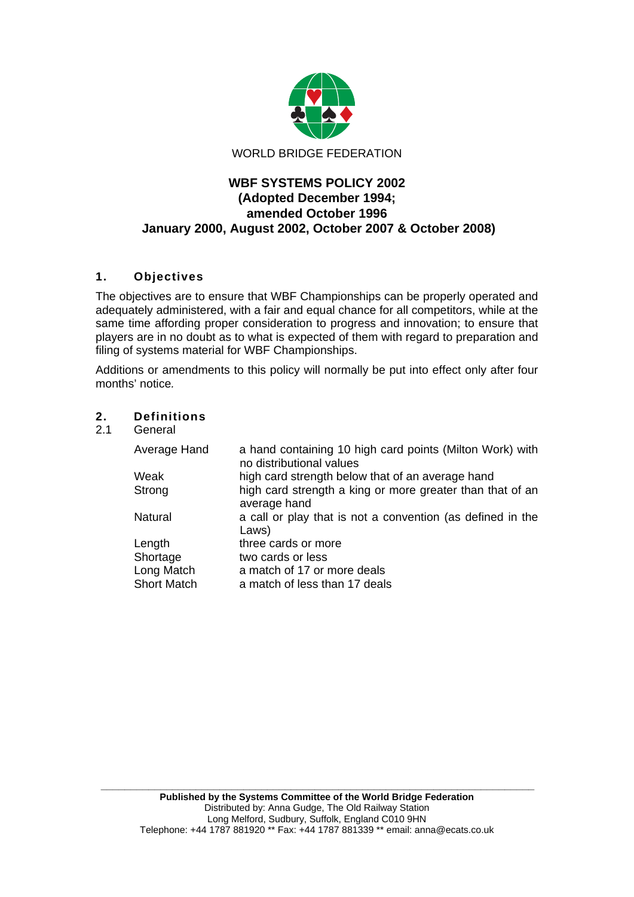WORLD BRIDGE FEDERATION

# WBF SYSTEMS POLICY 2002
**(Adopted December 1994;
amended October 1996
January 2000, August 2002, October 2007 & October 2008)**

## 1. Objectives

The objectives are to ensure that WBF Championships can be properly operated and adequately administered, with a fair and equal chance for all competitors, while at the same time affording proper consideration to progress and innovation; to ensure that players are in no doubt as to what is expected of them with regard to preparation and filing of systems material for WBF Championships.

Additions or amendments to this policy will normally be put into effect only after four months' notice.

## 2. Definitions

### 2.1 General

| | |
|---|---|
| Average Hand | a hand containing 10 high card points (Milton Work) with no distributional values |
| Weak | high card strength below that of an average hand |
| Strong | high card strength a king or more greater than that of an average hand |
| Natural | a call or play that is not a convention (as defined in the Laws) |
| Length | three cards or more |
| Shortage | two cards or less |
| Long Match | a match of 17 or more deals |
| Short Match | a match of less than 17 deals |

**Published by the Systems Committee of the World Bridge Federation**
Distributed by: Anna Gudge, The Old Railway Station
Long Melford, Sudbury, Suffolk, England C010 9HN
Telephone: +44 1787 881920 ** Fax: +44 1787 881339 ** email: anna@ecats.co.uk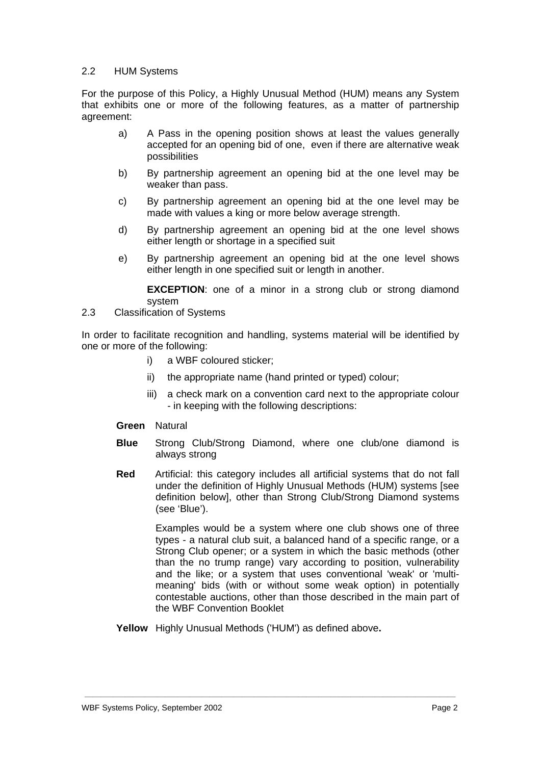## 2.2 HUM Systems

For the purpose of this Policy, a Highly Unusual Method (HUM) means any System that exhibits one or more of the following features, as a matter of partnership agreement:

a) A Pass in the opening position shows at least the values generally accepted for an opening bid of one, even if there are alternative weak possibilities

b) By partnership agreement an opening bid at the one level may be weaker than pass.

c) By partnership agreement an opening bid at the one level may be made with values a king or more below average strength.

d) By partnership agreement an opening bid at the one level shows either length or shortage in a specified suit

e) By partnership agreement an opening bid at the one level shows either length in one specified suit or length in another.

**EXCEPTION**: one of a minor in a strong club or strong diamond system

## 2.3 Classification of Systems

In order to facilitate recognition and handling, systems material will be identified by one or more of the following:

i) a WBF coloured sticker;

ii) the appropriate name (hand printed or typed) colour;

iii) a check mark on a convention card next to the appropriate colour - in keeping with the following descriptions:

**Green** Natural

**Blue** Strong Club/Strong Diamond, where one club/one diamond is always strong

**Red** Artificial: this category includes all artificial systems that do not fall under the definition of Highly Unusual Methods (HUM) systems [see definition below], other than Strong Club/Strong Diamond systems (see 'Blue').

Examples would be a system where one club shows one of three types - a natural club suit, a balanced hand of a specific range, or a Strong Club opener; or a system in which the basic methods (other than the no trump range) vary according to position, vulnerability and the like; or a system that uses conventional 'weak' or 'multi-meaning' bids (with or without some weak option) in potentially contestable auctions, other than those described in the main part of the WBF Convention Booklet

**Yellow** Highly Unusual Methods ('HUM') as defined above**.**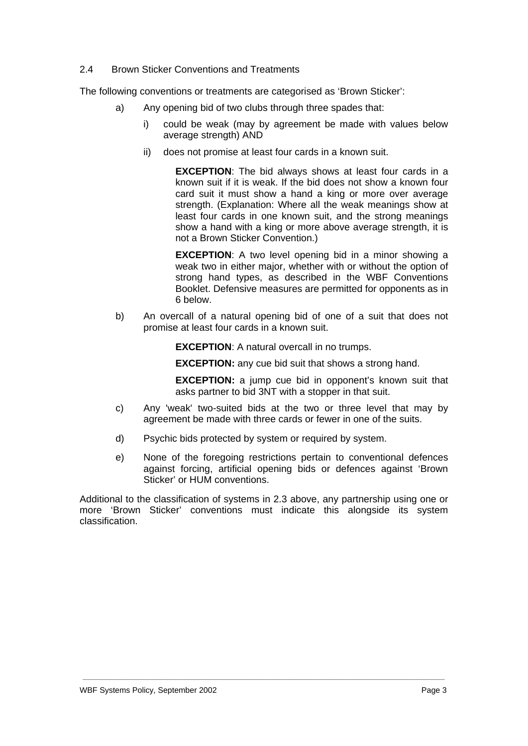## 2.4 Brown Sticker Conventions and Treatments

The following conventions or treatments are categorised as 'Brown Sticker':

a) Any opening bid of two clubs through three spades that:

   i) could be weak (may by agreement be made with values below average strength) AND

   ii) does not promise at least four cards in a known suit.

   **EXCEPTION**: The bid always shows at least four cards in a known suit if it is weak. If the bid does not show a known four card suit it must show a hand a king or more over average strength. (Explanation: Where all the weak meanings show at least four cards in one known suit, and the strong meanings show a hand with a king or more above average strength, it is not a Brown Sticker Convention.)

   **EXCEPTION**: A two level opening bid in a minor showing a weak two in either major, whether with or without the option of strong hand types, as described in the WBF Conventions Booklet. Defensive measures are permitted for opponents as in 6 below.

b) An overcall of a natural opening bid of one of a suit that does not promise at least four cards in a known suit.

   **EXCEPTION**: A natural overcall in no trumps.

   **EXCEPTION:** any cue bid suit that shows a strong hand.

   **EXCEPTION:** a jump cue bid in opponent's known suit that asks partner to bid 3NT with a stopper in that suit.

c) Any 'weak' two-suited bids at the two or three level that may by agreement be made with three cards or fewer in one of the suits.

d) Psychic bids protected by system or required by system.

e) None of the foregoing restrictions pertain to conventional defences against forcing, artificial opening bids or defences against 'Brown Sticker' or HUM conventions.

Additional to the classification of systems in 2.3 above, any partnership using one or more 'Brown Sticker' conventions must indicate this alongside its system classification.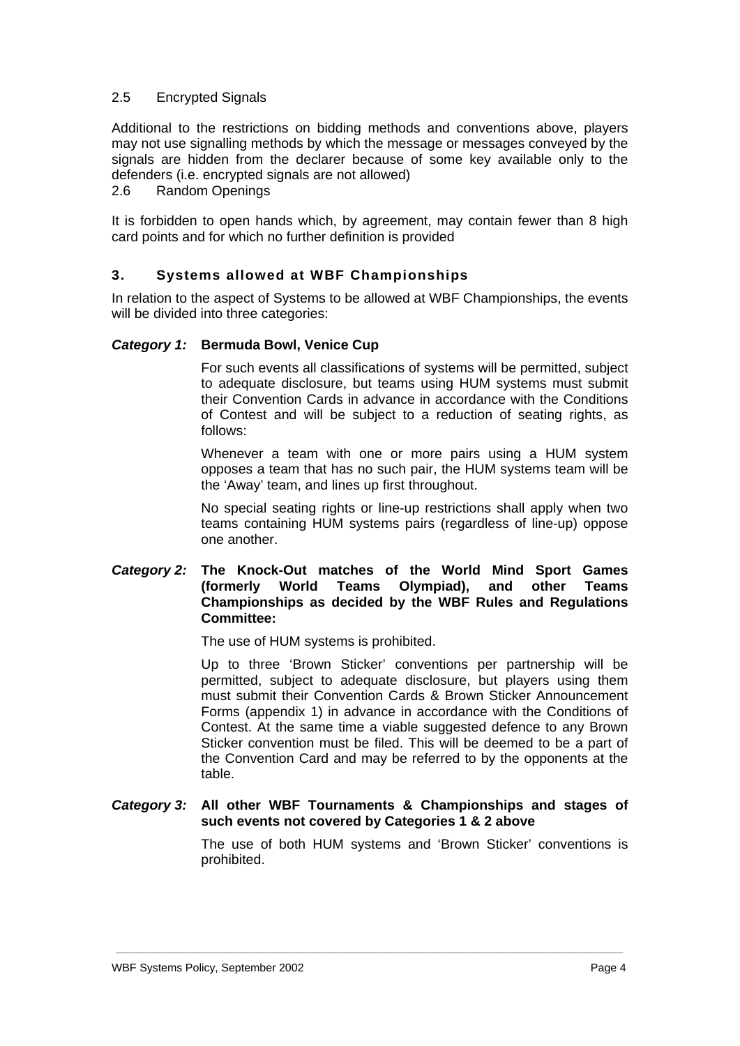### 2.5 Encrypted Signals

Additional to the restrictions on bidding methods and conventions above, players may not use signalling methods by which the message or messages conveyed by the signals are hidden from the declarer because of some key available only to the defenders (i.e. encrypted signals are not allowed)

### 2.6 Random Openings

It is forbidden to open hands which, by agreement, may contain fewer than 8 high card points and for which no further definition is provided

## 3. Systems allowed at WBF Championships

In relation to the aspect of Systems to be allowed at WBF Championships, the events will be divided into three categories:

***Category 1:* Bermuda Bowl, Venice Cup**

For such events all classifications of systems will be permitted, subject to adequate disclosure, but teams using HUM systems must submit their Convention Cards in advance in accordance with the Conditions of Contest and will be subject to a reduction of seating rights, as follows:

Whenever a team with one or more pairs using a HUM system opposes a team that has no such pair, the HUM systems team will be the 'Away' team, and lines up first throughout.

No special seating rights or line-up restrictions shall apply when two teams containing HUM systems pairs (regardless of line-up) oppose one another.

***Category 2:* The Knock-Out matches of the World Mind Sport Games (formerly World Teams Olympiad), and other Teams Championships as decided by the WBF Rules and Regulations Committee:**

The use of HUM systems is prohibited.

Up to three 'Brown Sticker' conventions per partnership will be permitted, subject to adequate disclosure, but players using them must submit their Convention Cards & Brown Sticker Announcement Forms (appendix 1) in advance in accordance with the Conditions of Contest. At the same time a viable suggested defence to any Brown Sticker convention must be filed. This will be deemed to be a part of the Convention Card and may be referred to by the opponents at the table.

***Category 3:* All other WBF Tournaments & Championships and stages of such events not covered by Categories 1 & 2 above**

The use of both HUM systems and 'Brown Sticker' conventions is prohibited.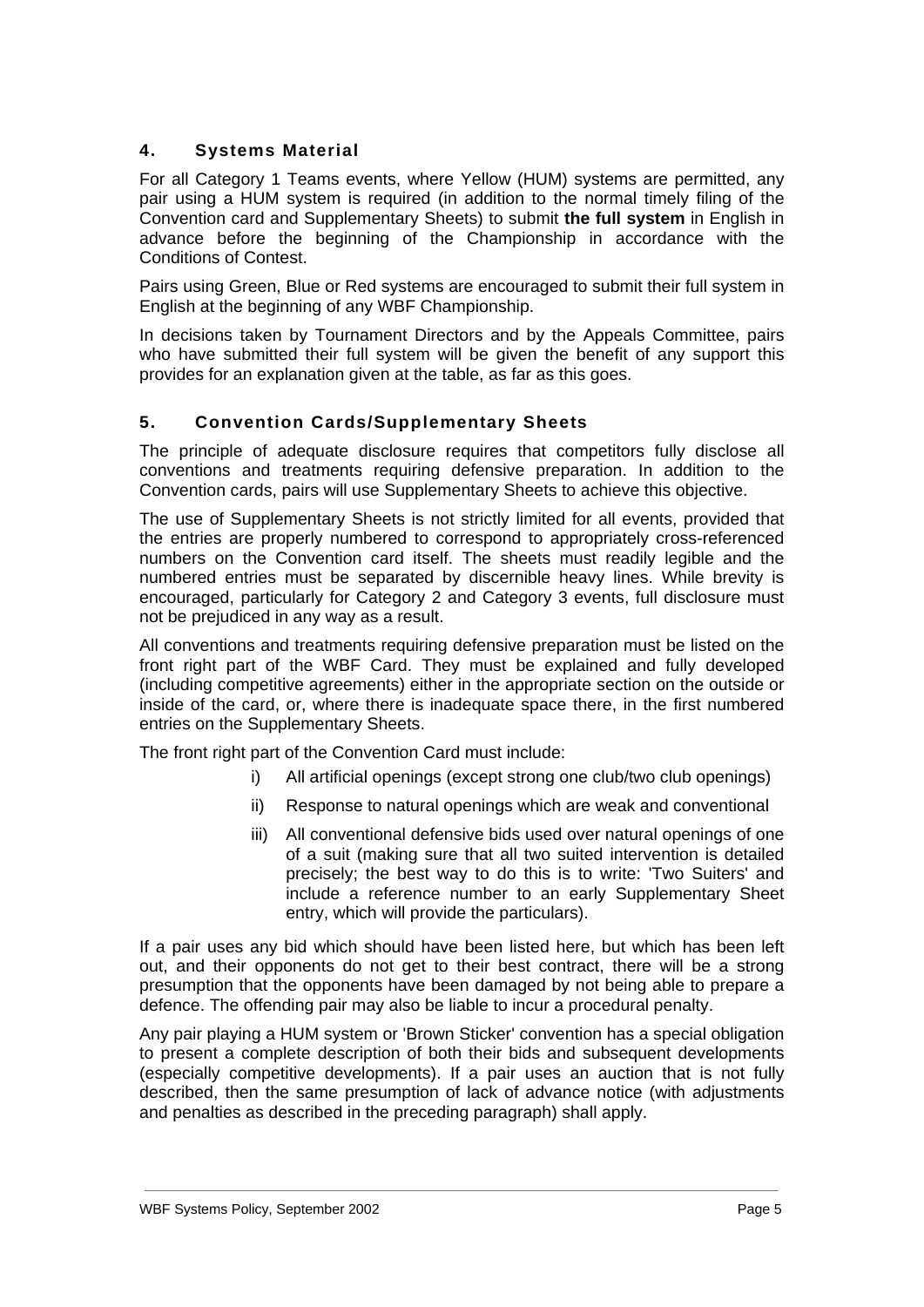## 4. Systems Material

For all Category 1 Teams events, where Yellow (HUM) systems are permitted, any pair using a HUM system is required (in addition to the normal timely filing of the Convention card and Supplementary Sheets) to submit **the full system** in English in advance before the beginning of the Championship in accordance with the Conditions of Contest.

Pairs using Green, Blue or Red systems are encouraged to submit their full system in English at the beginning of any WBF Championship.

In decisions taken by Tournament Directors and by the Appeals Committee, pairs who have submitted their full system will be given the benefit of any support this provides for an explanation given at the table, as far as this goes.

## 5. Convention Cards/Supplementary Sheets

The principle of adequate disclosure requires that competitors fully disclose all conventions and treatments requiring defensive preparation. In addition to the Convention cards, pairs will use Supplementary Sheets to achieve this objective.

The use of Supplementary Sheets is not strictly limited for all events, provided that the entries are properly numbered to correspond to appropriately cross-referenced numbers on the Convention card itself. The sheets must readily legible and the numbered entries must be separated by discernible heavy lines. While brevity is encouraged, particularly for Category 2 and Category 3 events, full disclosure must not be prejudiced in any way as a result.

All conventions and treatments requiring defensive preparation must be listed on the front right part of the WBF Card. They must be explained and fully developed (including competitive agreements) either in the appropriate section on the outside or inside of the card, or, where there is inadequate space there, in the first numbered entries on the Supplementary Sheets.

The front right part of the Convention Card must include:

i) All artificial openings (except strong one club/two club openings)

ii) Response to natural openings which are weak and conventional

iii) All conventional defensive bids used over natural openings of one of a suit (making sure that all two suited intervention is detailed precisely; the best way to do this is to write: 'Two Suiters' and include a reference number to an early Supplementary Sheet entry, which will provide the particulars).

If a pair uses any bid which should have been listed here, but which has been left out, and their opponents do not get to their best contract, there will be a strong presumption that the opponents have been damaged by not being able to prepare a defence. The offending pair may also be liable to incur a procedural penalty.

Any pair playing a HUM system or 'Brown Sticker' convention has a special obligation to present a complete description of both their bids and subsequent developments (especially competitive developments). If a pair uses an auction that is not fully described, then the same presumption of lack of advance notice (with adjustments and penalties as described in the preceding paragraph) shall apply.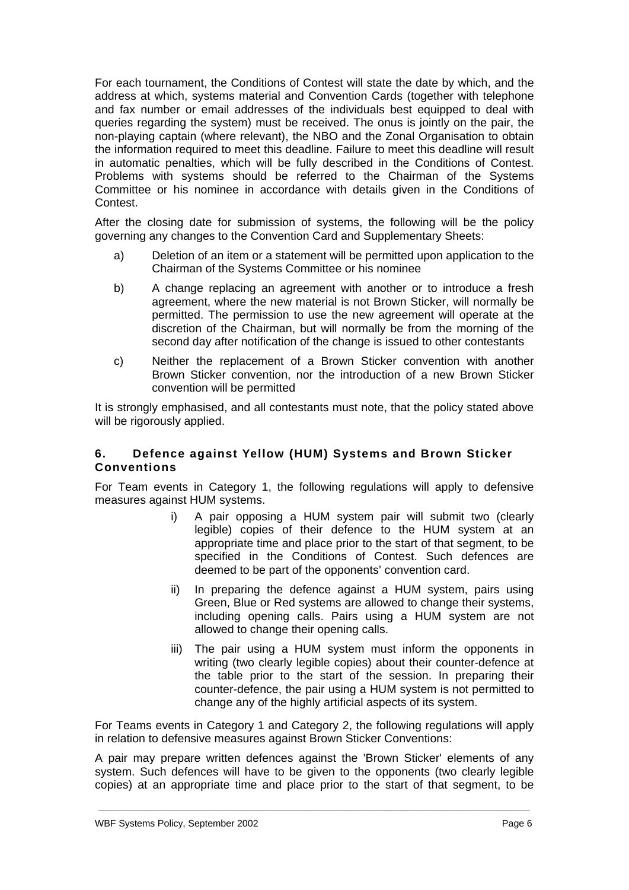For each tournament, the Conditions of Contest will state the date by which, and the address at which, systems material and Convention Cards (together with telephone and fax number or email addresses of the individuals best equipped to deal with queries regarding the system) must be received. The onus is jointly on the pair, the non-playing captain (where relevant), the NBO and the Zonal Organisation to obtain the information required to meet this deadline. Failure to meet this deadline will result in automatic penalties, which will be fully described in the Conditions of Contest. Problems with systems should be referred to the Chairman of the Systems Committee or his nominee in accordance with details given in the Conditions of Contest.

After the closing date for submission of systems, the following will be the policy governing any changes to the Convention Card and Supplementary Sheets:

a) Deletion of an item or a statement will be permitted upon application to the Chairman of the Systems Committee or his nominee

b) A change replacing an agreement with another or to introduce a fresh agreement, where the new material is not Brown Sticker, will normally be permitted. The permission to use the new agreement will operate at the discretion of the Chairman, but will normally be from the morning of the second day after notification of the change is issued to other contestants

c) Neither the replacement of a Brown Sticker convention with another Brown Sticker convention, nor the introduction of a new Brown Sticker convention will be permitted

It is strongly emphasised, and all contestants must note, that the policy stated above will be rigorously applied.

### 6. Defence against Yellow (HUM) Systems and Brown Sticker Conventions

For Team events in Category 1, the following regulations will apply to defensive measures against HUM systems.

i) A pair opposing a HUM system pair will submit two (clearly legible) copies of their defence to the HUM system at an appropriate time and place prior to the start of that segment, to be specified in the Conditions of Contest. Such defences are deemed to be part of the opponents' convention card.

ii) In preparing the defence against a HUM system, pairs using Green, Blue or Red systems are allowed to change their systems, including opening calls. Pairs using a HUM system are not allowed to change their opening calls.

iii) The pair using a HUM system must inform the opponents in writing (two clearly legible copies) about their counter-defence at the table prior to the start of the session. In preparing their counter-defence, the pair using a HUM system is not permitted to change any of the highly artificial aspects of its system.

For Teams events in Category 1 and Category 2, the following regulations will apply in relation to defensive measures against Brown Sticker Conventions:

A pair may prepare written defences against the 'Brown Sticker' elements of any system. Such defences will have to be given to the opponents (two clearly legible copies) at an appropriate time and place prior to the start of that segment, to be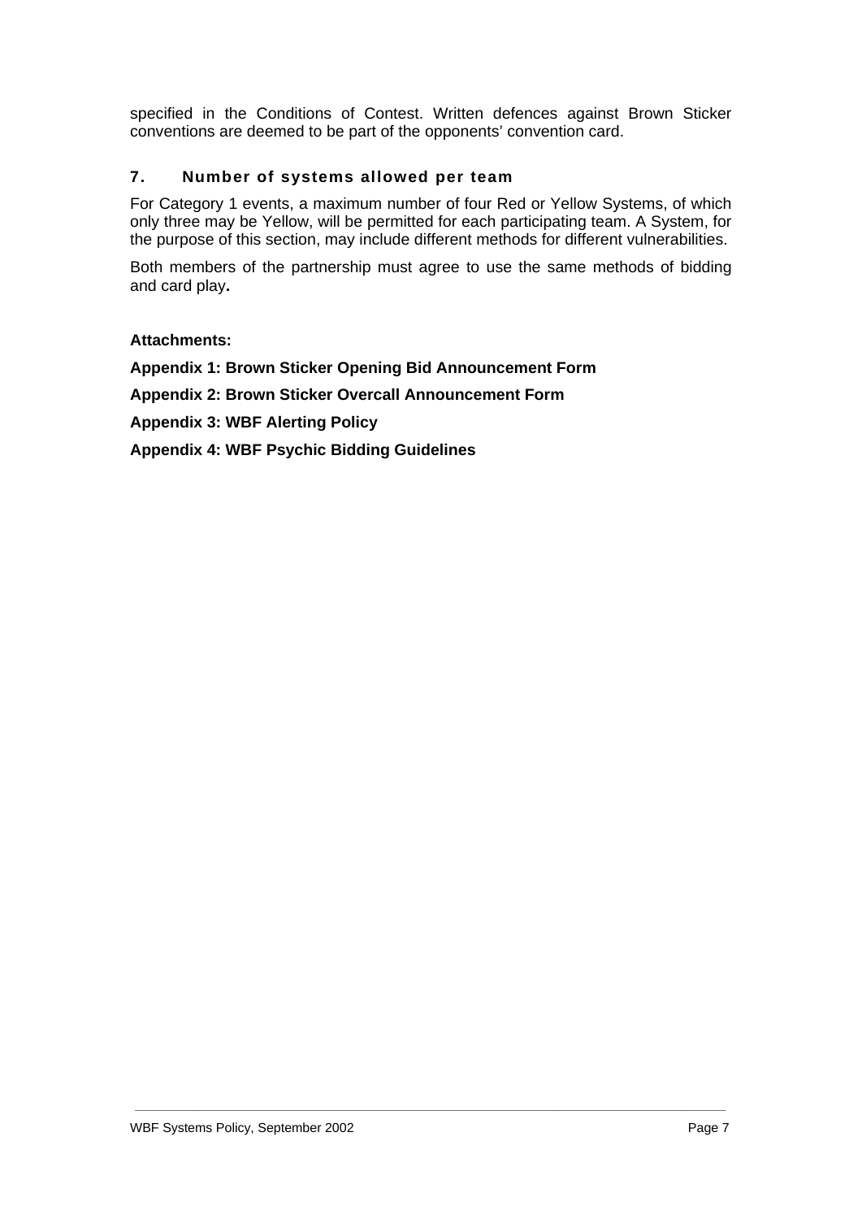specified in the Conditions of Contest. Written defences against Brown Sticker conventions are deemed to be part of the opponents' convention card.

## 7. Number of systems allowed per team

For Category 1 events, a maximum number of four Red or Yellow Systems, of which only three may be Yellow, will be permitted for each participating team. A System, for the purpose of this section, may include different methods for different vulnerabilities.

Both members of the partnership must agree to use the same methods of bidding and card play**.**

**Attachments:**

**Appendix 1: Brown Sticker Opening Bid Announcement Form**

**Appendix 2: Brown Sticker Overcall Announcement Form**

**Appendix 3: WBF Alerting Policy**

**Appendix 4: WBF Psychic Bidding Guidelines**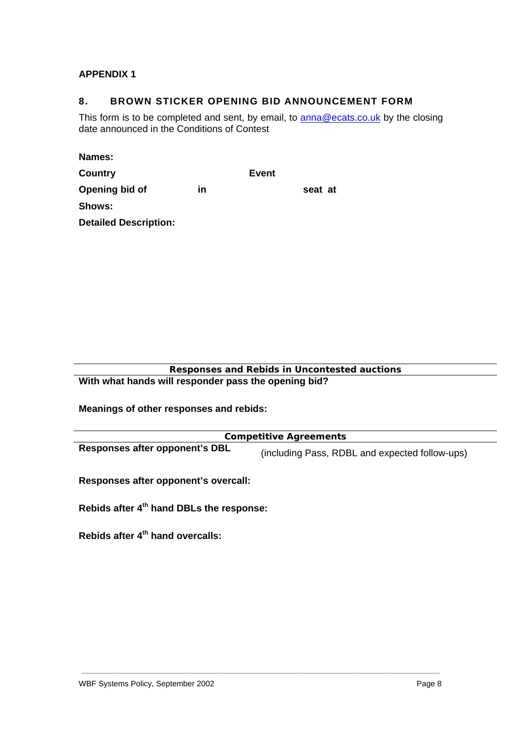**APPENDIX 1**

## 8. BROWN STICKER OPENING BID ANNOUNCEMENT FORM

This form is to be completed and sent, by email, to anna@ecats.co.uk by the closing date announced in the Conditions of Contest

**Names:**

**Country** **Event**

**Opening bid of** **in** **seat at**

**Shows:**

**Detailed Description:**

---

### Responses and Rebids in Uncontested auctions

---

**With what hands will responder pass the opening bid?**

**Meanings of other responses and rebids:**

---

### Competitive Agreements

---

**Responses after opponent's DBL** (including Pass, RDBL and expected follow-ups)

**Responses after opponent's overcall:**

**Rebids after 4th hand DBLs the response:**

**Rebids after 4th hand overcalls:**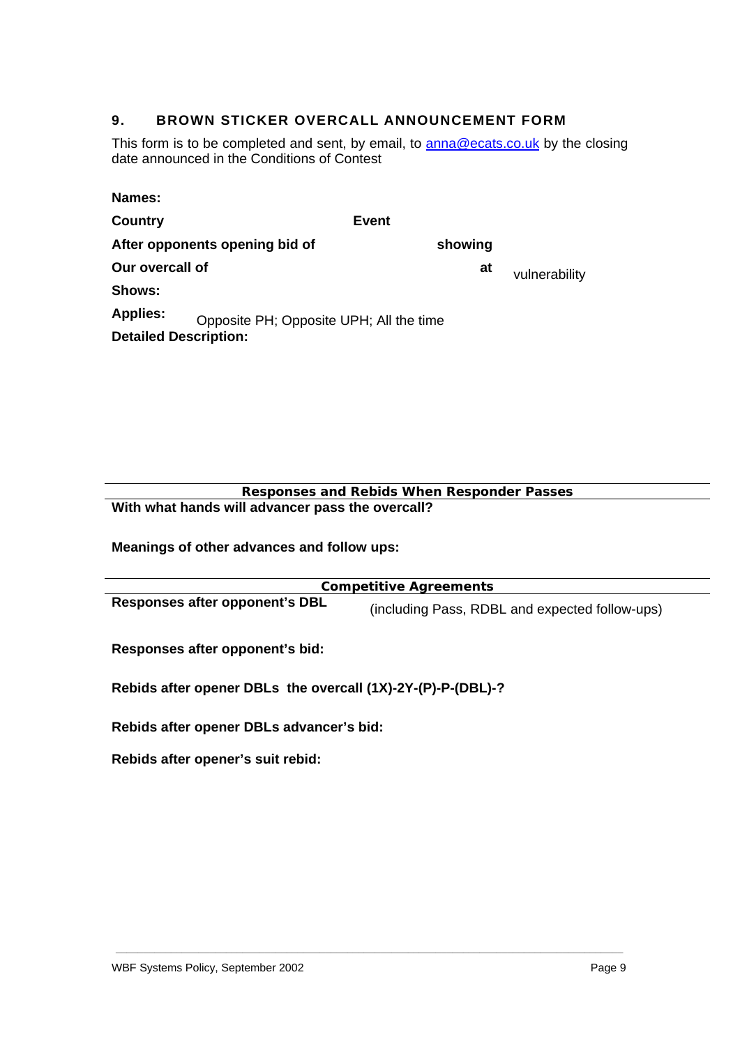## 9. BROWN STICKER OVERCALL ANNOUNCEMENT FORM

This form is to be completed and sent, by email, to anna@ecats.co.uk by the closing date announced in the Conditions of Contest

**Names:**

**Country** **Event**

**After opponents opening bid of** **showing**

**Our overcall of** **at** vulnerability

**Shows:**

**Applies:** Opposite PH; Opposite UPH; All the time

**Detailed Description:**

### Responses and Rebids When Responder Passes

**With what hands will advancer pass the overcall?**

**Meanings of other advances and follow ups:**

### Competitive Agreements

**Responses after opponent's DBL** (including Pass, RDBL and expected follow-ups)

**Responses after opponent's bid:**

**Rebids after opener DBLs the overcall (1X)-2Y-(P)-P-(DBL)-?**

**Rebids after opener DBLs advancer's bid:**

**Rebids after opener's suit rebid:**